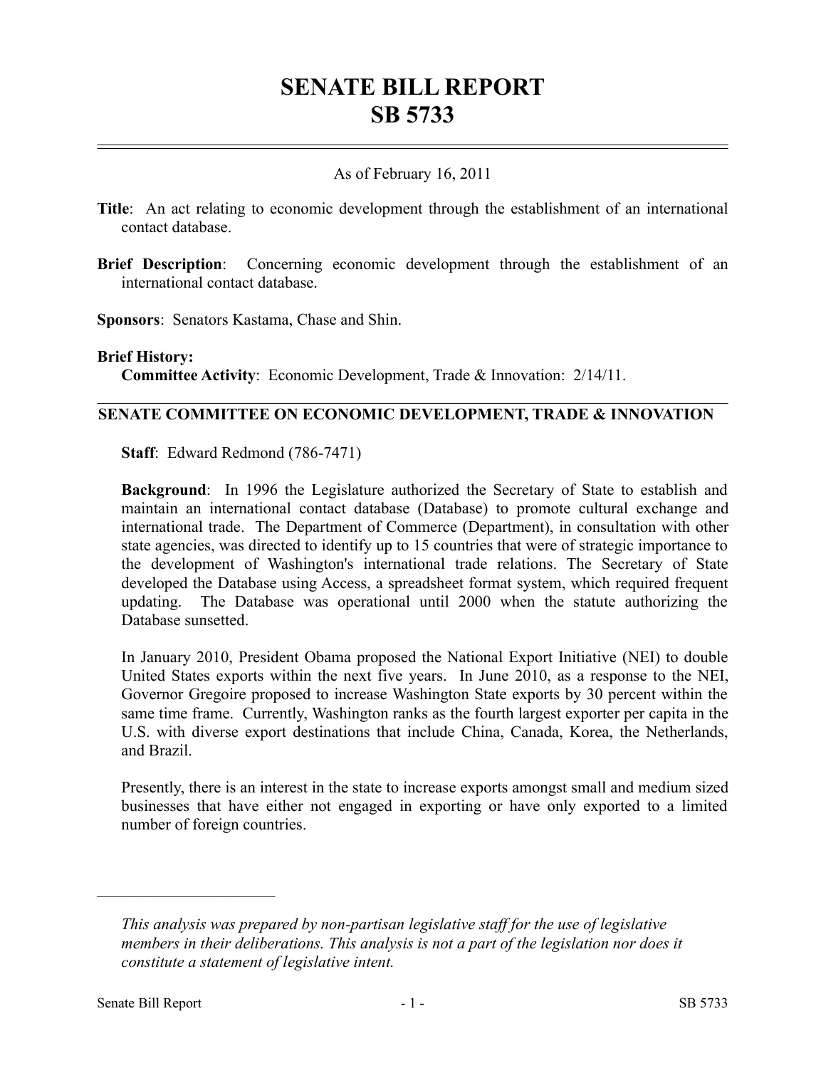# SENATE BILL REPORT
# SB 5733

As of February 16, 2011

**Title**: An act relating to economic development through the establishment of an international contact database.

**Brief Description**: Concerning economic development through the establishment of an international contact database.

**Sponsors**: Senators Kastama, Chase and Shin.

**Brief History:**

**Committee Activity**: Economic Development, Trade & Innovation: 2/14/11.

## SENATE COMMITTEE ON ECONOMIC DEVELOPMENT, TRADE & INNOVATION

**Staff**: Edward Redmond (786-7471)

**Background**: In 1996 the Legislature authorized the Secretary of State to establish and maintain an international contact database (Database) to promote cultural exchange and international trade. The Department of Commerce (Department), in consultation with other state agencies, was directed to identify up to 15 countries that were of strategic importance to the development of Washington's international trade relations. The Secretary of State developed the Database using Access, a spreadsheet format system, which required frequent updating. The Database was operational until 2000 when the statute authorizing the Database sunsetted.

In January 2010, President Obama proposed the National Export Initiative (NEI) to double United States exports within the next five years. In June 2010, as a response to the NEI, Governor Gregoire proposed to increase Washington State exports by 30 percent within the same time frame. Currently, Washington ranks as the fourth largest exporter per capita in the U.S. with diverse export destinations that include China, Canada, Korea, the Netherlands, and Brazil.

Presently, there is an interest in the state to increase exports amongst small and medium sized businesses that have either not engaged in exporting or have only exported to a limited number of foreign countries.

---

*This analysis was prepared by non-partisan legislative staff for the use of legislative members in their deliberations. This analysis is not a part of the legislation nor does it constitute a statement of legislative intent.*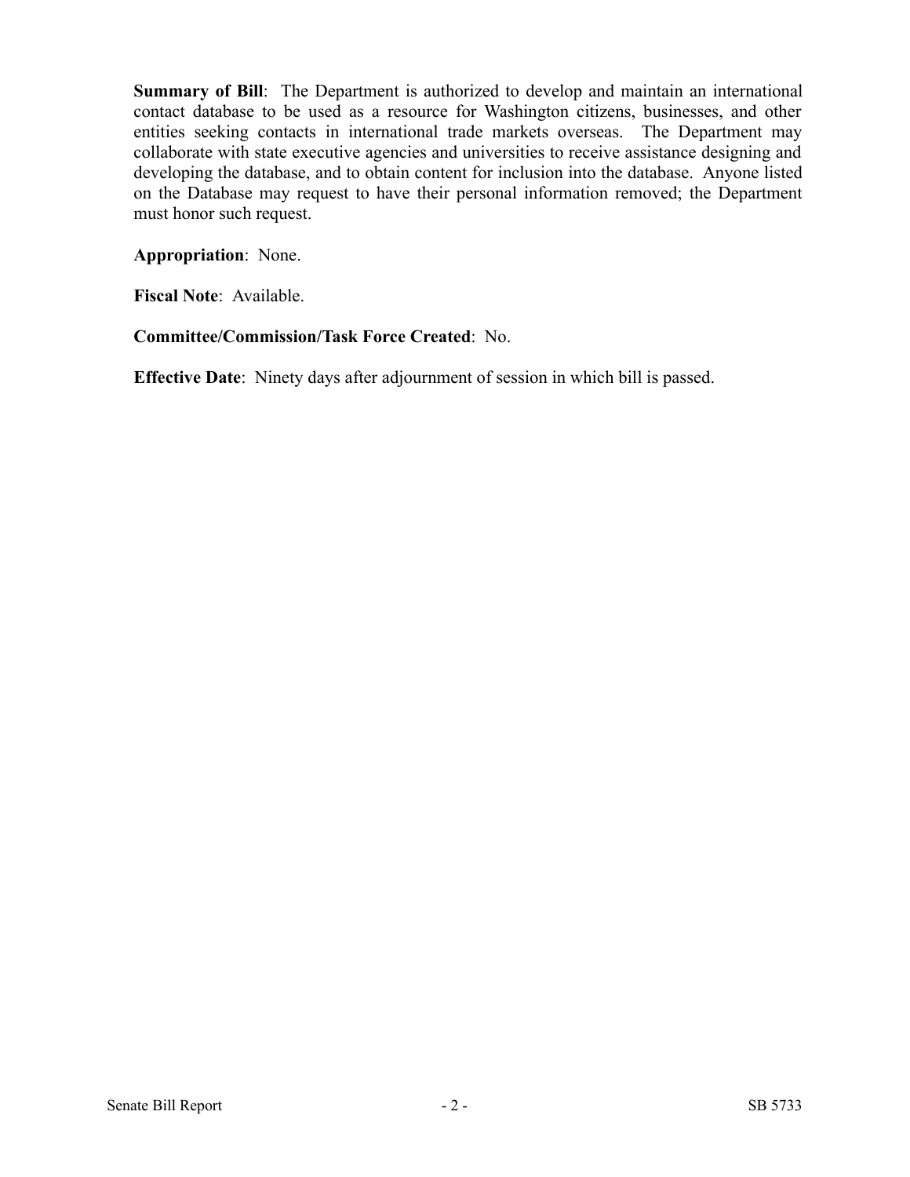**Summary of Bill**: The Department is authorized to develop and maintain an international contact database to be used as a resource for Washington citizens, businesses, and other entities seeking contacts in international trade markets overseas. The Department may collaborate with state executive agencies and universities to receive assistance designing and developing the database, and to obtain content for inclusion into the database. Anyone listed on the Database may request to have their personal information removed; the Department must honor such request.

**Appropriation**: None.

**Fiscal Note**: Available.

**Committee/Commission/Task Force Created**: No.

**Effective Date**: Ninety days after adjournment of session in which bill is passed.